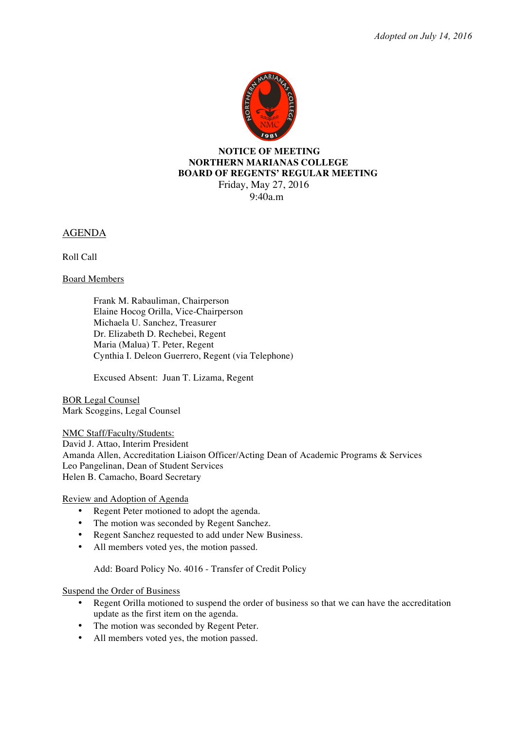*Adopted on July 14, 2016*

**NOTICE OF MEETING**
**NORTHERN MARIANAS COLLEGE**
**BOARD OF REGENTS' REGULAR MEETING**
Friday, May 27, 2016
9:40a.m

## AGENDA

Roll Call

Board Members

Frank M. Rabauliman, Chairperson
Elaine Hocog Orilla, Vice-Chairperson
Michaela U. Sanchez, Treasurer
Dr. Elizabeth D. Rechebei, Regent
Maria (Malua) T. Peter, Regent
Cynthia I. Deleon Guerrero, Regent (via Telephone)

Excused Absent: Juan T. Lizama, Regent

BOR Legal Counsel
Mark Scoggins, Legal Counsel

NMC Staff/Faculty/Students:
David J. Attao, Interim President
Amanda Allen, Accreditation Liaison Officer/Acting Dean of Academic Programs & Services
Leo Pangelinan, Dean of Student Services
Helen B. Camacho, Board Secretary

Review and Adoption of Agenda

- Regent Peter motioned to adopt the agenda.
- The motion was seconded by Regent Sanchez.
- Regent Sanchez requested to add under New Business.
- All members voted yes, the motion passed.

Add: Board Policy No. 4016 - Transfer of Credit Policy

Suspend the Order of Business

- Regent Orilla motioned to suspend the order of business so that we can have the accreditation update as the first item on the agenda.
- The motion was seconded by Regent Peter.
- All members voted yes, the motion passed.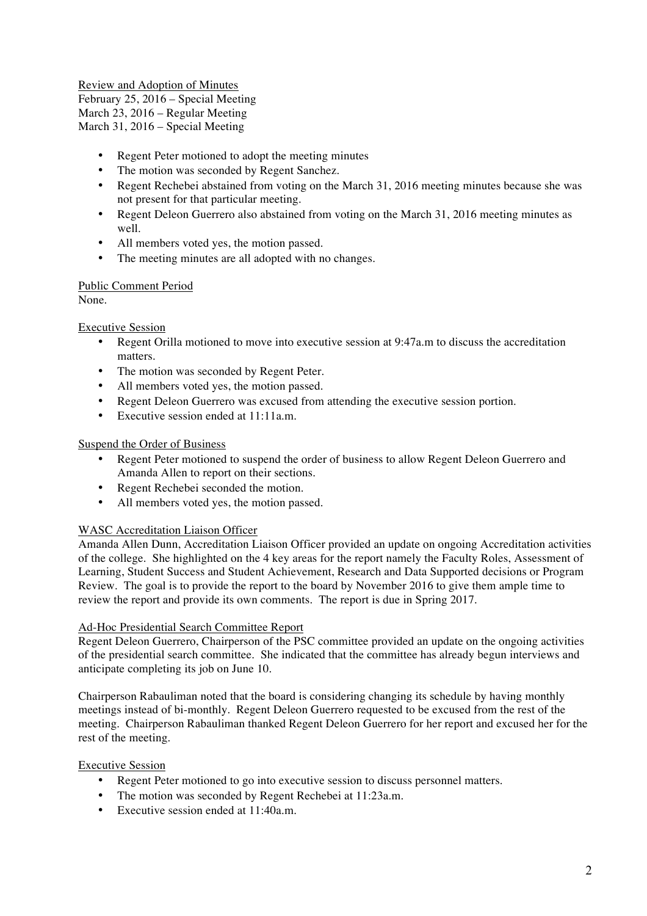Review and Adoption of Minutes
February 25, 2016 – Special Meeting
March 23, 2016 – Regular Meeting
March 31, 2016 – Special Meeting

- Regent Peter motioned to adopt the meeting minutes
- The motion was seconded by Regent Sanchez.
- Regent Rechebei abstained from voting on the March 31, 2016 meeting minutes because she was not present for that particular meeting.
- Regent Deleon Guerrero also abstained from voting on the March 31, 2016 meeting minutes as well.
- All members voted yes, the motion passed.
- The meeting minutes are all adopted with no changes.

Public Comment Period
None.

Executive Session

- Regent Orilla motioned to move into executive session at 9:47a.m to discuss the accreditation matters.
- The motion was seconded by Regent Peter.
- All members voted yes, the motion passed.
- Regent Deleon Guerrero was excused from attending the executive session portion.
- Executive session ended at 11:11a.m.

Suspend the Order of Business

- Regent Peter motioned to suspend the order of business to allow Regent Deleon Guerrero and Amanda Allen to report on their sections.
- Regent Rechebei seconded the motion.
- All members voted yes, the motion passed.

WASC Accreditation Liaison Officer
Amanda Allen Dunn, Accreditation Liaison Officer provided an update on ongoing Accreditation activities of the college. She highlighted on the 4 key areas for the report namely the Faculty Roles, Assessment of Learning, Student Success and Student Achievement, Research and Data Supported decisions or Program Review. The goal is to provide the report to the board by November 2016 to give them ample time to review the report and provide its own comments. The report is due in Spring 2017.

Ad-Hoc Presidential Search Committee Report
Regent Deleon Guerrero, Chairperson of the PSC committee provided an update on the ongoing activities of the presidential search committee. She indicated that the committee has already begun interviews and anticipate completing its job on June 10.

Chairperson Rabauliman noted that the board is considering changing its schedule by having monthly meetings instead of bi-monthly. Regent Deleon Guerrero requested to be excused from the rest of the meeting. Chairperson Rabauliman thanked Regent Deleon Guerrero for her report and excused her for the rest of the meeting.

Executive Session

- Regent Peter motioned to go into executive session to discuss personnel matters.
- The motion was seconded by Regent Rechebei at 11:23a.m.
- Executive session ended at 11:40a.m.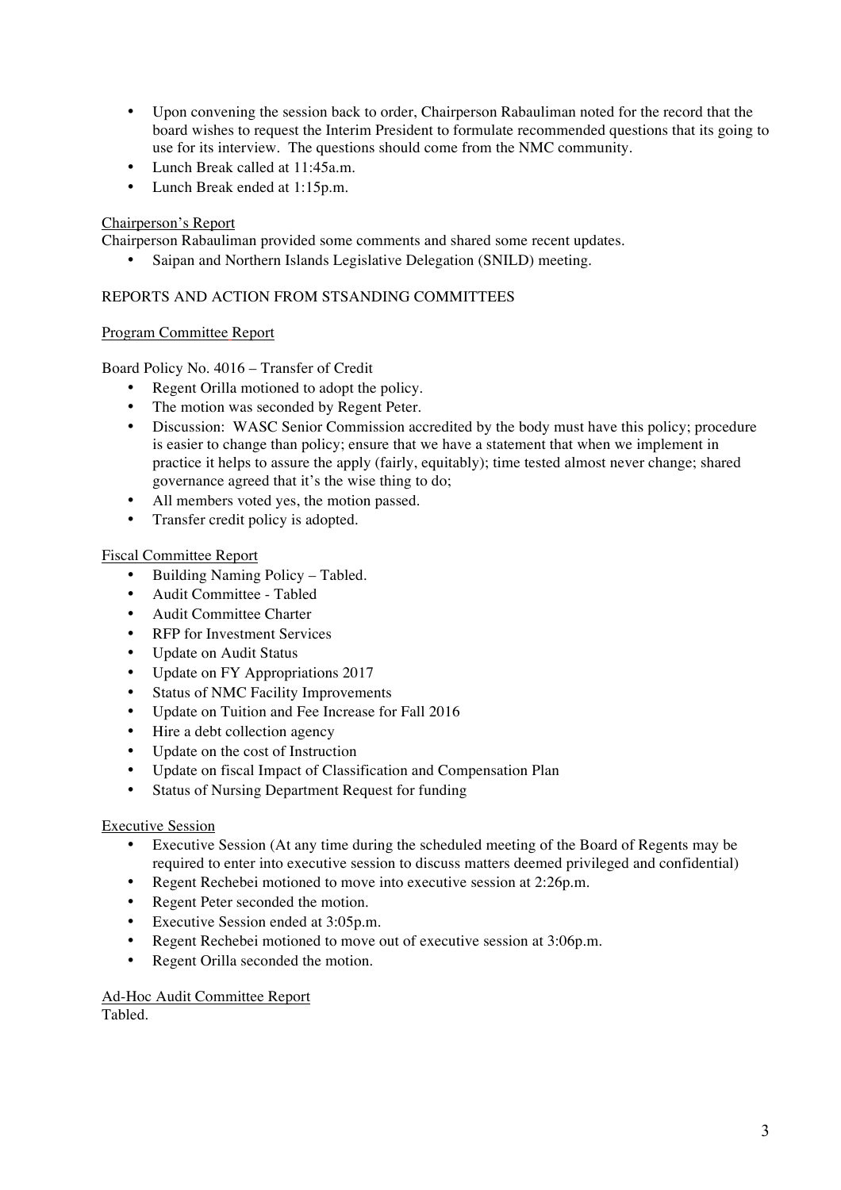- Upon convening the session back to order, Chairperson Rabauliman noted for the record that the board wishes to request the Interim President to formulate recommended questions that its going to use for its interview. The questions should come from the NMC community.
- Lunch Break called at 11:45a.m.
- Lunch Break ended at 1:15p.m.

Chairperson's Report

Chairperson Rabauliman provided some comments and shared some recent updates.

- Saipan and Northern Islands Legislative Delegation (SNILD) meeting.

REPORTS AND ACTION FROM STSANDING COMMITTEES

Program Committee Report

Board Policy No. 4016 – Transfer of Credit

- Regent Orilla motioned to adopt the policy.
- The motion was seconded by Regent Peter.
- Discussion: WASC Senior Commission accredited by the body must have this policy; procedure is easier to change than policy; ensure that we have a statement that when we implement in practice it helps to assure the apply (fairly, equitably); time tested almost never change; shared governance agreed that it's the wise thing to do;
- All members voted yes, the motion passed.
- Transfer credit policy is adopted.

Fiscal Committee Report

- Building Naming Policy – Tabled.
- Audit Committee - Tabled
- Audit Committee Charter
- RFP for Investment Services
- Update on Audit Status
- Update on FY Appropriations 2017
- Status of NMC Facility Improvements
- Update on Tuition and Fee Increase for Fall 2016
- Hire a debt collection agency
- Update on the cost of Instruction
- Update on fiscal Impact of Classification and Compensation Plan
- Status of Nursing Department Request for funding

Executive Session

- Executive Session (At any time during the scheduled meeting of the Board of Regents may be required to enter into executive session to discuss matters deemed privileged and confidential)
- Regent Rechebei motioned to move into executive session at 2:26p.m.
- Regent Peter seconded the motion.
- Executive Session ended at 3:05p.m.
- Regent Rechebei motioned to move out of executive session at 3:06p.m.
- Regent Orilla seconded the motion.

Ad-Hoc Audit Committee Report

Tabled.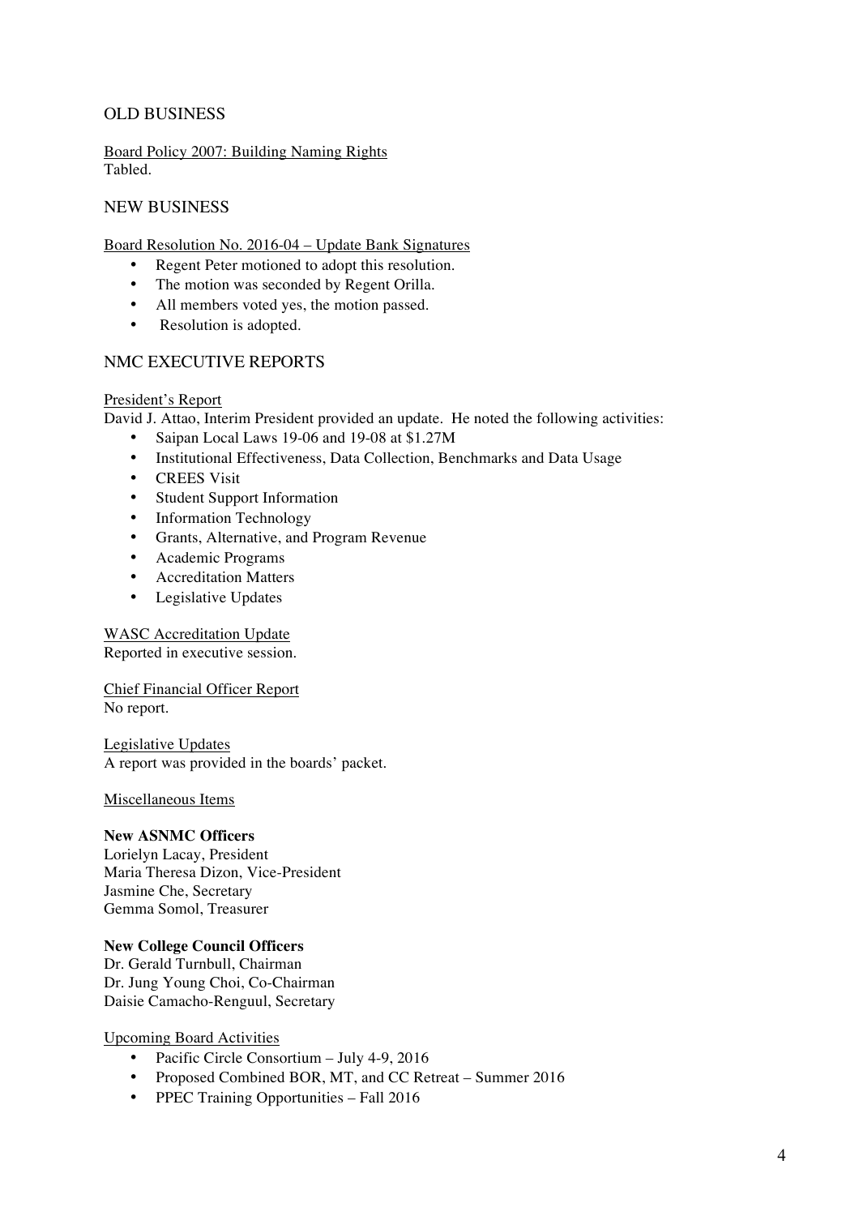## OLD BUSINESS

Board Policy 2007: Building Naming Rights
Tabled.

## NEW BUSINESS

Board Resolution No. 2016-04 – Update Bank Signatures

- Regent Peter motioned to adopt this resolution.
- The motion was seconded by Regent Orilla.
- All members voted yes, the motion passed.
- Resolution is adopted.

## NMC EXECUTIVE REPORTS

President's Report
David J. Attao, Interim President provided an update. He noted the following activities:

- Saipan Local Laws 19-06 and 19-08 at $1.27M
- Institutional Effectiveness, Data Collection, Benchmarks and Data Usage
- CREES Visit
- Student Support Information
- Information Technology
- Grants, Alternative, and Program Revenue
- Academic Programs
- Accreditation Matters
- Legislative Updates

WASC Accreditation Update
Reported in executive session.

Chief Financial Officer Report
No report.

Legislative Updates
A report was provided in the boards' packet.

Miscellaneous Items

**New ASNMC Officers**
Lorielyn Lacay, President
Maria Theresa Dizon, Vice-President
Jasmine Che, Secretary
Gemma Somol, Treasurer

**New College Council Officers**
Dr. Gerald Turnbull, Chairman
Dr. Jung Young Choi, Co-Chairman
Daisie Camacho-Renguul, Secretary

Upcoming Board Activities

- Pacific Circle Consortium – July 4-9, 2016
- Proposed Combined BOR, MT, and CC Retreat – Summer 2016
- PPEC Training Opportunities – Fall 2016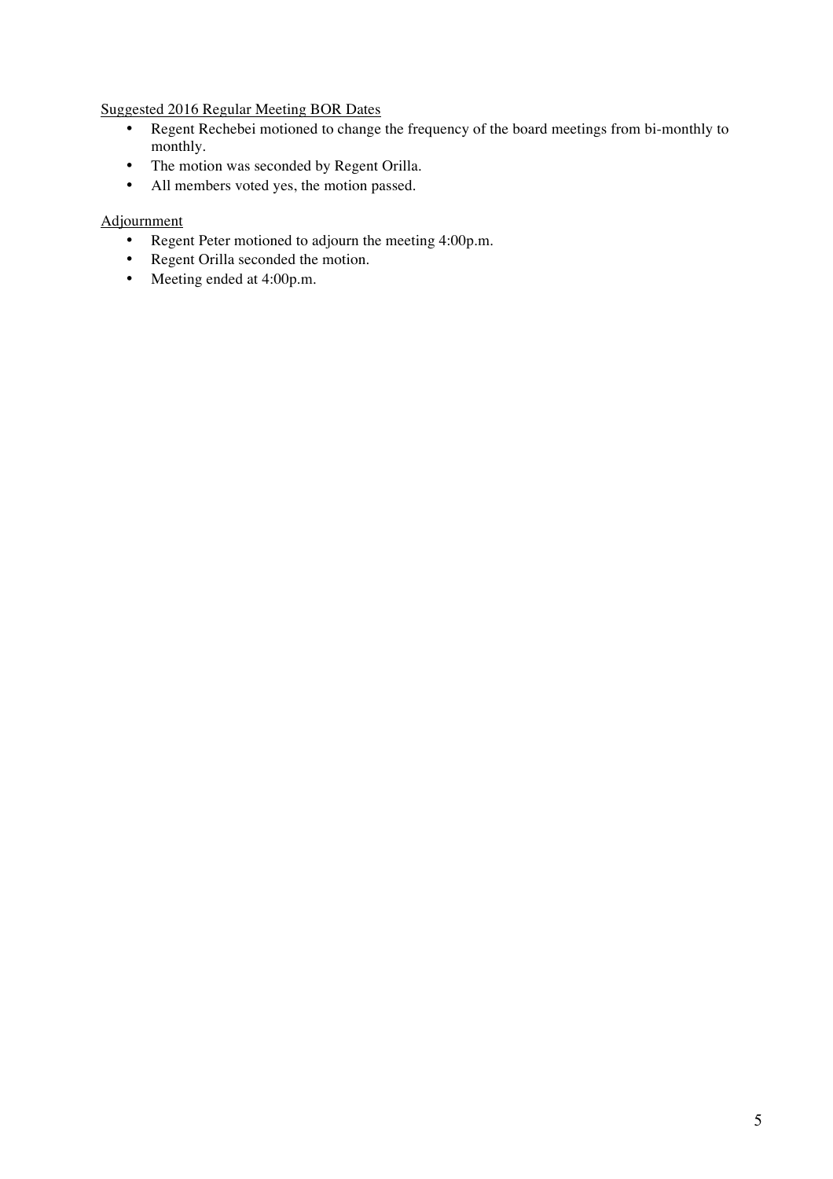<u>Suggested 2016 Regular Meeting BOR Dates</u>

- Regent Rechebei motioned to change the frequency of the board meetings from bi-monthly to monthly.
- The motion was seconded by Regent Orilla.
- All members voted yes, the motion passed.

<u>Adjournment</u>

- Regent Peter motioned to adjourn the meeting 4:00p.m.
- Regent Orilla seconded the motion.
- Meeting ended at 4:00p.m.